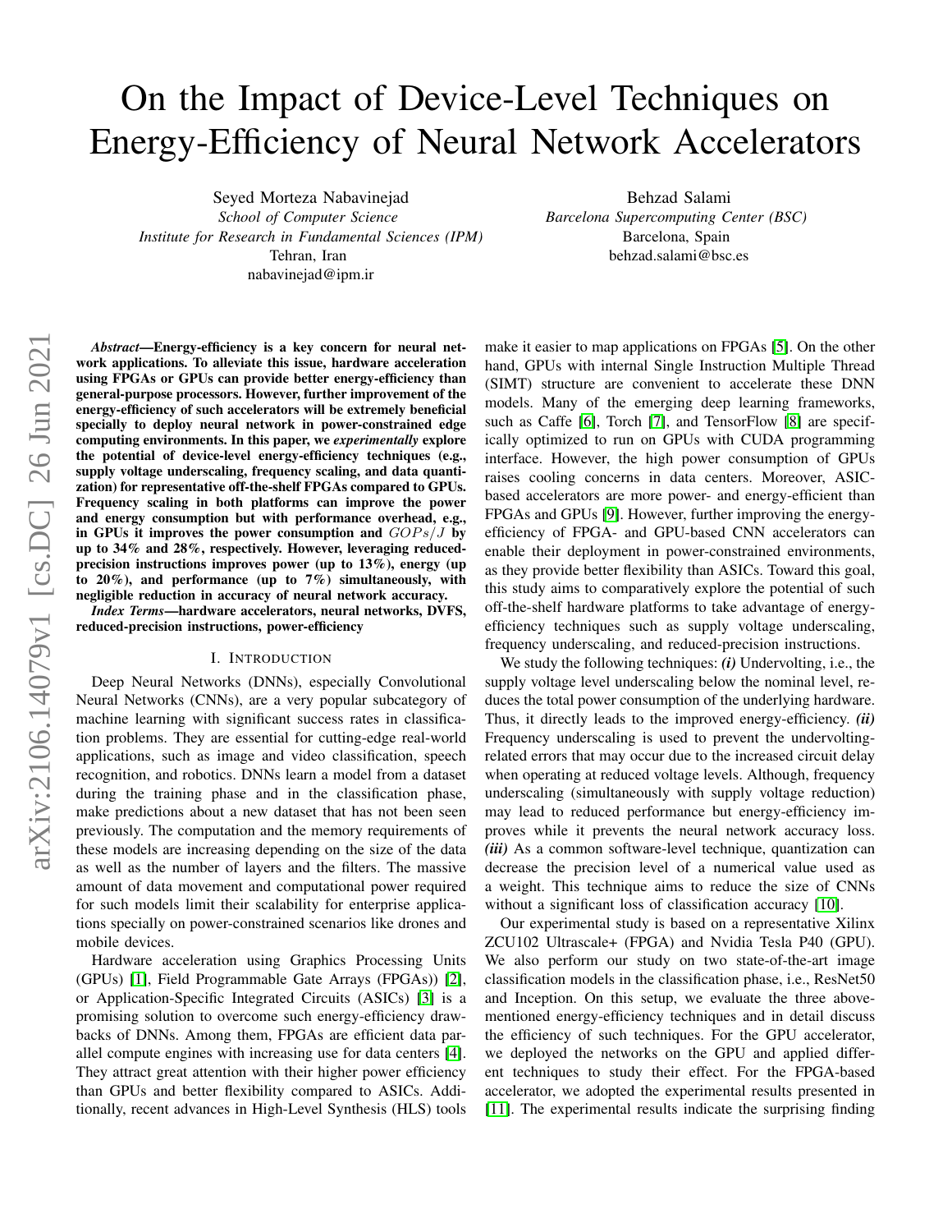# On the Impact of Device-Level Techniques on Energy-Efficiency of Neural Network Accelerators

Seyed Morteza Nabavinejad
*School of Computer Science*
*Institute for Research in Fundamental Sciences (IPM)*
Tehran, Iran
nabavinejad@ipm.ir

Behzad Salami
*Barcelona Supercomputing Center (BSC)*
Barcelona, Spain
behzad.salami@bsc.es

***Abstract*—Energy-efficiency is a key concern for neural network applications. To alleviate this issue, hardware acceleration using FPGAs or GPUs can provide better energy-efficiency than general-purpose processors. However, further improvement of the energy-efficiency of such accelerators will be extremely beneficial specially to deploy neural network in power-constrained edge computing environments. In this paper, we *experimentally* explore the potential of device-level energy-efficiency techniques (e.g., supply voltage underscaling, frequency scaling, and data quantization) for representative off-the-shelf FPGAs compared to GPUs. Frequency scaling in both platforms can improve the power and energy consumption but with performance overhead, e.g., in GPUs it improves the power consumption and $GOPs/J$ by up to 34% and 28%, respectively. However, leveraging reduced-precision instructions improves power (up to 13%), energy (up to 20%), and performance (up to 7%) simultaneously, with negligible reduction in accuracy of neural network accuracy.**

***Index Terms*—hardware accelerators, neural networks, DVFS, reduced-precision instructions, power-efficiency**

## I. Introduction

Deep Neural Networks (DNNs), especially Convolutional Neural Networks (CNNs), are a very popular subcategory of machine learning with significant success rates in classification problems. They are essential for cutting-edge real-world applications, such as image and video classification, speech recognition, and robotics. DNNs learn a model from a dataset during the training phase and in the classification phase, make predictions about a new dataset that has not been seen previously. The computation and the memory requirements of these models are increasing depending on the size of the data as well as the number of layers and the filters. The massive amount of data movement and computational power required for such models limit their scalability for enterprise applications specially on power-constrained scenarios like drones and mobile devices.

Hardware acceleration using Graphics Processing Units (GPUs) [1], Field Programmable Gate Arrays (FPGAs)) [2], or Application-Specific Integrated Circuits (ASICs) [3] is a promising solution to overcome such energy-efficiency drawbacks of DNNs. Among them, FPGAs are efficient data parallel compute engines with increasing use for data centers [4]. They attract great attention with their higher power efficiency than GPUs and better flexibility compared to ASICs. Additionally, recent advances in High-Level Synthesis (HLS) tools make it easier to map applications on FPGAs [5]. On the other hand, GPUs with internal Single Instruction Multiple Thread (SIMT) structure are convenient to accelerate these DNN models. Many of the emerging deep learning frameworks, such as Caffe [6], Torch [7], and TensorFlow [8] are specifically optimized to run on GPUs with CUDA programming interface. However, the high power consumption of GPUs raises cooling concerns in data centers. Moreover, ASIC-based accelerators are more power- and energy-efficient than FPGAs and GPUs [9]. However, further improving the energy-efficiency of FPGA- and GPU-based CNN accelerators can enable their deployment in power-constrained environments, as they provide better flexibility than ASICs. Toward this goal, this study aims to comparatively explore the potential of such off-the-shelf hardware platforms to take advantage of energy-efficiency techniques such as supply voltage underscaling, frequency underscaling, and reduced-precision instructions.

We study the following techniques: ***(i)*** Undervolting, i.e., the supply voltage level underscaling below the nominal level, reduces the total power consumption of the underlying hardware. Thus, it directly leads to the improved energy-efficiency. ***(ii)*** Frequency underscaling is used to prevent the undervolting-related errors that may occur due to the increased circuit delay when operating at reduced voltage levels. Although, frequency underscaling (simultaneously with supply voltage reduction) may lead to reduced performance but energy-efficiency improves while it prevents the neural network accuracy loss. ***(iii)*** As a common software-level technique, quantization can decrease the precision level of a numerical value used as a weight. This technique aims to reduce the size of CNNs without a significant loss of classification accuracy [10].

Our experimental study is based on a representative Xilinx ZCU102 Ultrascale+ (FPGA) and Nvidia Tesla P40 (GPU). We also perform our study on two state-of-the-art image classification models in the classification phase, i.e., ResNet50 and Inception. On this setup, we evaluate the three above-mentioned energy-efficiency techniques and in detail discuss the efficiency of such techniques. For the GPU accelerator, we deployed the networks on the GPU and applied different techniques to study their effect. For the FPGA-based accelerator, we adopted the experimental results presented in [11]. The experimental results indicate the surprising finding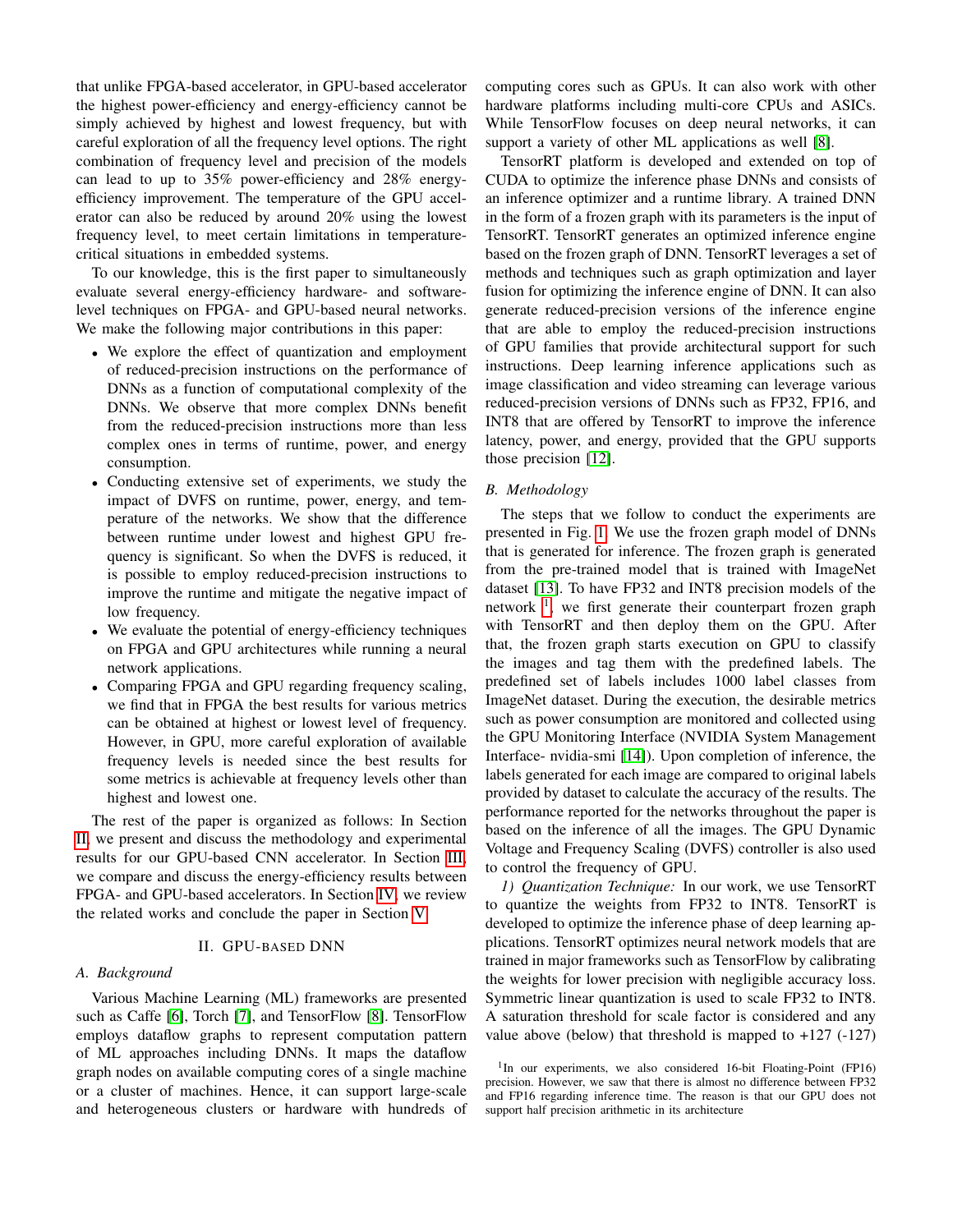that unlike FPGA-based accelerator, in GPU-based accelerator the highest power-efficiency and energy-efficiency cannot be simply achieved by highest and lowest frequency, but with careful exploration of all the frequency level options. The right combination of frequency level and precision of the models can lead to up to 35% power-efficiency and 28% energy-efficiency improvement. The temperature of the GPU accelerator can also be reduced by around 20% using the lowest frequency level, to meet certain limitations in temperature-critical situations in embedded systems.

To our knowledge, this is the first paper to simultaneously evaluate several energy-efficiency hardware- and software-level techniques on FPGA- and GPU-based neural networks. We make the following major contributions in this paper:

- We explore the effect of quantization and employment of reduced-precision instructions on the performance of DNNs as a function of computational complexity of the DNNs. We observe that more complex DNNs benefit from the reduced-precision instructions more than less complex ones in terms of runtime, power, and energy consumption.
- Conducting extensive set of experiments, we study the impact of DVFS on runtime, power, energy, and temperature of the networks. We show that the difference between runtime under lowest and highest GPU frequency is significant. So when the DVFS is reduced, it is possible to employ reduced-precision instructions to improve the runtime and mitigate the negative impact of low frequency.
- We evaluate the potential of energy-efficiency techniques on FPGA and GPU architectures while running a neural network applications.
- Comparing FPGA and GPU regarding frequency scaling, we find that in FPGA the best results for various metrics can be obtained at highest or lowest level of frequency. However, in GPU, more careful exploration of available frequency levels is needed since the best results for some metrics is achievable at frequency levels other than highest and lowest one.

The rest of the paper is organized as follows: In Section II, we present and discuss the methodology and experimental results for our GPU-based CNN accelerator. In Section III, we compare and discuss the energy-efficiency results between FPGA- and GPU-based accelerators. In Section IV, we review the related works and conclude the paper in Section V.

## II. GPU-based DNN

### A. Background

Various Machine Learning (ML) frameworks are presented such as Caffe [6], Torch [7], and TensorFlow [8]. TensorFlow employs dataflow graphs to represent computation pattern of ML approaches including DNNs. It maps the dataflow graph nodes on available computing cores of a single machine or a cluster of machines. Hence, it can support large-scale and heterogeneous clusters or hardware with hundreds of computing cores such as GPUs. It can also work with other hardware platforms including multi-core CPUs and ASICs. While TensorFlow focuses on deep neural networks, it can support a variety of other ML applications as well [8].

TensorRT platform is developed and extended on top of CUDA to optimize the inference phase DNNs and consists of an inference optimizer and a runtime library. A trained DNN in the form of a frozen graph with its parameters is the input of TensorRT. TensorRT generates an optimized inference engine based on the frozen graph of DNN. TensorRT leverages a set of methods and techniques such as graph optimization and layer fusion for optimizing the inference engine of DNN. It can also generate reduced-precision versions of the inference engine that are able to employ the reduced-precision instructions of GPU families that provide architectural support for such instructions. Deep learning inference applications such as image classification and video streaming can leverage various reduced-precision versions of DNNs such as FP32, FP16, and INT8 that are offered by TensorRT to improve the inference latency, power, and energy, provided that the GPU supports those precision [12].

### B. Methodology

The steps that we follow to conduct the experiments are presented in Fig. 1. We use the frozen graph model of DNNs that is generated for inference. The frozen graph is generated from the pre-trained model that is trained with ImageNet dataset [13]. To have FP32 and INT8 precision models of the network [1], we first generate their counterpart frozen graph with TensorRT and then deploy them on the GPU. After that, the frozen graph starts execution on GPU to classify the images and tag them with the predefined labels. The predefined set of labels includes 1000 label classes from ImageNet dataset. During the execution, the desirable metrics such as power consumption are monitored and collected using the GPU Monitoring Interface (NVIDIA System Management Interface- nvidia-smi [14]). Upon completion of inference, the labels generated for each image are compared to original labels provided by dataset to calculate the accuracy of the results. The performance reported for the networks throughout the paper is based on the inference of all the images. The GPU Dynamic Voltage and Frequency Scaling (DVFS) controller is also used to control the frequency of GPU.

*1) Quantization Technique:* In our work, we use TensorRT to quantize the weights from FP32 to INT8. TensorRT is developed to optimize the inference phase of deep learning applications. TensorRT optimizes neural network models that are trained in major frameworks such as TensorFlow by calibrating the weights for lower precision with negligible accuracy loss. Symmetric linear quantization is used to scale FP32 to INT8. A saturation threshold for scale factor is considered and any value above (below) that threshold is mapped to +127 (-127)

[1] In our experiments, we also considered 16-bit Floating-Point (FP16) precision. However, we saw that there is almost no difference between FP32 and FP16 regarding inference time. The reason is that our GPU does not support half precision arithmetic in its architecture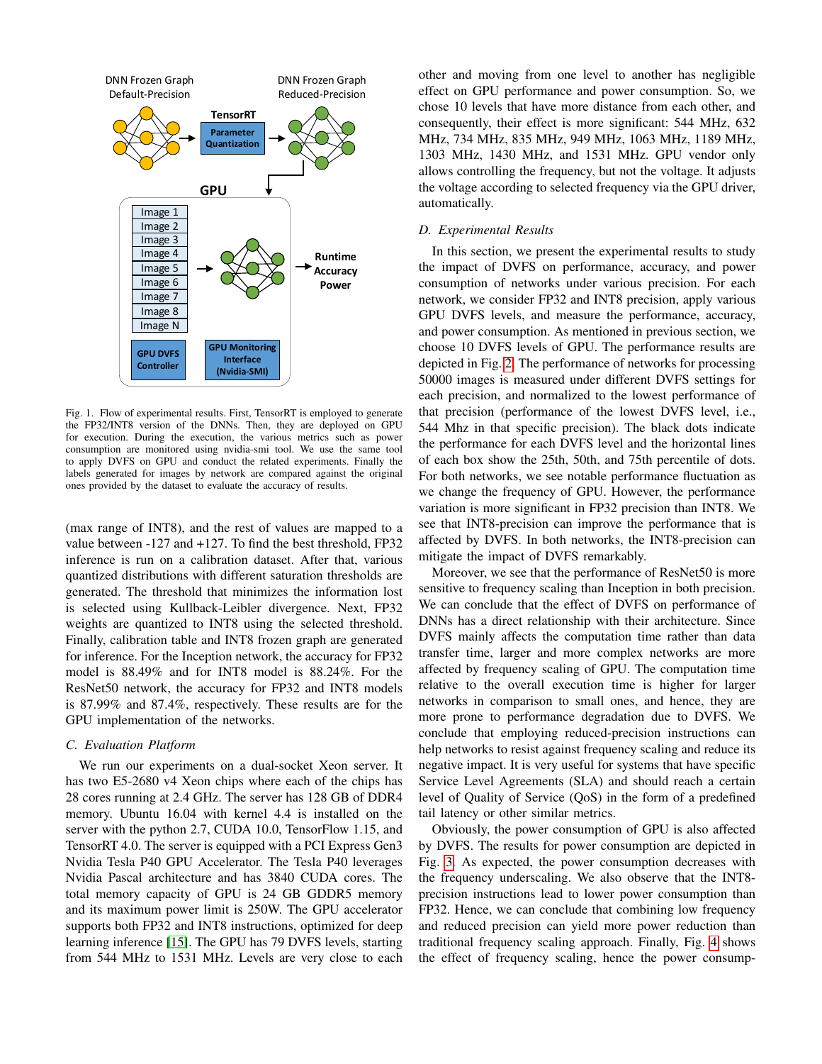Fig. 1. Flow of experimental results. First, TensorRT is employed to generate the FP32/INT8 version of the DNNs. Then, they are deployed on GPU for execution. During the execution, the various metrics such as power consumption are monitored using nvidia-smi tool. We use the same tool to apply DVFS on GPU and conduct the related experiments. Finally the labels generated for images by network are compared against the original ones provided by the dataset to evaluate the accuracy of results.

(max range of INT8), and the rest of values are mapped to a value between -127 and +127. To find the best threshold, FP32 inference is run on a calibration dataset. After that, various quantized distributions with different saturation thresholds are generated. The threshold that minimizes the information lost is selected using Kullback-Leibler divergence. Next, FP32 weights are quantized to INT8 using the selected threshold. Finally, calibration table and INT8 frozen graph are generated for inference. For the Inception network, the accuracy for FP32 model is 88.49% and for INT8 model is 88.24%. For the ResNet50 network, the accuracy for FP32 and INT8 models is 87.99% and 87.4%, respectively. These results are for the GPU implementation of the networks.

### C. Evaluation Platform

We run our experiments on a dual-socket Xeon server. It has two E5-2680 v4 Xeon chips where each of the chips has 28 cores running at 2.4 GHz. The server has 128 GB of DDR4 memory. Ubuntu 16.04 with kernel 4.4 is installed on the server with the python 2.7, CUDA 10.0, TensorFlow 1.15, and TensorRT 4.0. The server is equipped with a PCI Express Gen3 Nvidia Tesla P40 GPU Accelerator. The Tesla P40 leverages Nvidia Pascal architecture and has 3840 CUDA cores. The total memory capacity of GPU is 24 GB GDDR5 memory and its maximum power limit is 250W. The GPU accelerator supports both FP32 and INT8 instructions, optimized for deep learning inference [15]. The GPU has 79 DVFS levels, starting from 544 MHz to 1531 MHz. Levels are very close to each other and moving from one level to another has negligible effect on GPU performance and power consumption. So, we chose 10 levels that have more distance from each other, and consequently, their effect is more significant: 544 MHz, 632 MHz, 734 MHz, 835 MHz, 949 MHz, 1063 MHz, 1189 MHz, 1303 MHz, 1430 MHz, and 1531 MHz. GPU vendor only allows controlling the frequency, but not the voltage. It adjusts the voltage according to selected frequency via the GPU driver, automatically.

### D. Experimental Results

In this section, we present the experimental results to study the impact of DVFS on performance, accuracy, and power consumption of networks under various precision. For each network, we consider FP32 and INT8 precision, apply various GPU DVFS levels, and measure the performance, accuracy, and power consumption. As mentioned in previous section, we choose 10 DVFS levels of GPU. The performance results are depicted in Fig. 2. The performance of networks for processing 50000 images is measured under different DVFS settings for each precision, and normalized to the lowest performance of that precision (performance of the lowest DVFS level, i.e., 544 Mhz in that specific precision). The black dots indicate the performance for each DVFS level and the horizontal lines of each box show the 25th, 50th, and 75th percentile of dots. For both networks, we see notable performance fluctuation as we change the frequency of GPU. However, the performance variation is more significant in FP32 precision than INT8. We see that INT8-precision can improve the performance that is affected by DVFS. In both networks, the INT8-precision can mitigate the impact of DVFS remarkably.

Moreover, we see that the performance of ResNet50 is more sensitive to frequency scaling than Inception in both precision. We can conclude that the effect of DVFS on performance of DNNs has a direct relationship with their architecture. Since DVFS mainly affects the computation time rather than data transfer time, larger and more complex networks are more affected by frequency scaling of GPU. The computation time relative to the overall execution time is higher for larger networks in comparison to small ones, and hence, they are more prone to performance degradation due to DVFS. We conclude that employing reduced-precision instructions can help networks to resist against frequency scaling and reduce its negative impact. It is very useful for systems that have specific Service Level Agreements (SLA) and should reach a certain level of Quality of Service (QoS) in the form of a predefined tail latency or other similar metrics.

Obviously, the power consumption of GPU is also affected by DVFS. The results for power consumption are depicted in Fig. 3. As expected, the power consumption decreases with the frequency underscaling. We also observe that the INT8-precision instructions lead to lower power consumption than FP32. Hence, we can conclude that combining low frequency and reduced precision can yield more power reduction than traditional frequency scaling approach. Finally, Fig. 4 shows the effect of frequency scaling, hence the power consump-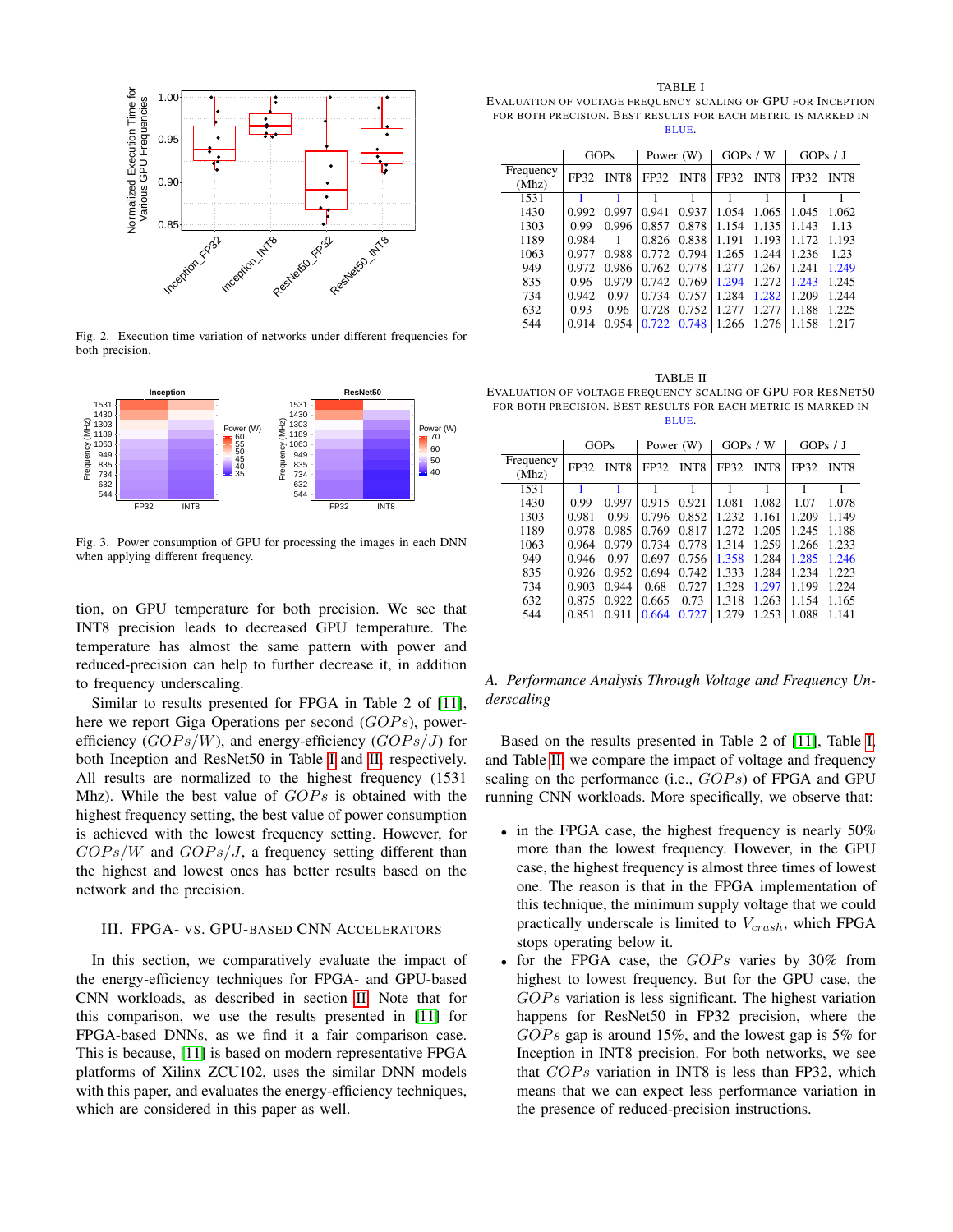Fig. 2. Execution time variation of networks under different frequencies for both precision.

Fig. 3. Power consumption of GPU for processing the images in each DNN when applying different frequency.

tion, on GPU temperature for both precision. We see that INT8 precision leads to decreased GPU temperature. The temperature has almost the same pattern with power and reduced-precision can help to further decrease it, in addition to frequency underscaling.

Similar to results presented for FPGA in Table 2 of [11], here we report Giga Operations per second ($GOPs$), power-efficiency ($GOPs/W$), and energy-efficiency ($GOPs/J$) for both Inception and ResNet50 in Table I and II, respectively. All results are normalized to the highest frequency (1531 Mhz). While the best value of $GOPs$ is obtained with the highest frequency setting, the best value of power consumption is achieved with the lowest frequency setting. However, for $GOPs/W$ and $GOPs/J$, a frequency setting different than the highest and lowest ones has better results based on the network and the precision.

## III. FPGA- vs. GPU-based CNN Accelerators

In this section, we comparatively evaluate the impact of the energy-efficiency techniques for FPGA- and GPU-based CNN workloads, as described in section II. Note that for this comparison, we use the results presented in [11] for FPGA-based DNNs, as we find it a fair comparison case. This is because, [11] is based on modern representative FPGA platforms of Xilinx ZCU102, uses the similar DNN models with this paper, and evaluates the energy-efficiency techniques, which are considered in this paper as well.

TABLE I
Evaluation of voltage frequency scaling of GPU for Inception for both precision. Best results for each metric is marked in blue.

| Frequency (Mhz) | GOPs | | Power (W) | | GOPs / W | | GOPs / J | |
|---|---|---|---|---|---|---|---|---|
| | FP32 | INT8 | FP32 | INT8 | FP32 | INT8 | FP32 | INT8 |
| 1531 | 1 | 1 | 1 | 1 | 1 | 1 | 1 | 1 |
| 1430 | 0.992 | 0.997 | 0.941 | 0.937 | 1.054 | 1.065 | 1.045 | 1.062 |
| 1303 | 0.99 | 0.996 | 0.857 | 0.878 | 1.154 | 1.135 | 1.143 | 1.13 |
| 1189 | 0.984 | 1 | 0.826 | 0.838 | 1.191 | 1.193 | 1.172 | 1.193 |
| 1063 | 0.977 | 0.988 | 0.772 | 0.794 | 1.265 | 1.244 | 1.236 | 1.23 |
| 949 | 0.972 | 0.986 | 0.762 | 0.778 | 1.277 | 1.267 | 1.241 | 1.249 |
| 835 | 0.96 | 0.979 | 0.742 | 0.769 | 1.294 | 1.272 | 1.243 | 1.245 |
| 734 | 0.942 | 0.97 | 0.734 | 0.757 | 1.284 | 1.282 | 1.209 | 1.244 |
| 632 | 0.93 | 0.96 | 0.728 | 0.752 | 1.277 | 1.277 | 1.188 | 1.225 |
| 544 | 0.914 | 0.954 | 0.722 | 0.748 | 1.266 | 1.276 | 1.158 | 1.217 |

TABLE II
Evaluation of voltage frequency scaling of GPU for ResNet50 for both precision. Best results for each metric is marked in blue.

| Frequency (Mhz) | GOPs | | Power (W) | | GOPs / W | | GOPs / J | |
|---|---|---|---|---|---|---|---|---|
| | FP32 | INT8 | FP32 | INT8 | FP32 | INT8 | FP32 | INT8 |
| 1531 | 1 | 1 | 1 | 1 | 1 | 1 | 1 | 1 |
| 1430 | 0.99 | 0.997 | 0.915 | 0.921 | 1.081 | 1.082 | 1.07 | 1.078 |
| 1303 | 0.981 | 0.99 | 0.796 | 0.852 | 1.232 | 1.161 | 1.209 | 1.149 |
| 1189 | 0.978 | 0.985 | 0.769 | 0.817 | 1.272 | 1.205 | 1.245 | 1.188 |
| 1063 | 0.964 | 0.979 | 0.734 | 0.778 | 1.314 | 1.259 | 1.266 | 1.233 |
| 949 | 0.946 | 0.97 | 0.697 | 0.756 | 1.358 | 1.284 | 1.285 | 1.246 |
| 835 | 0.926 | 0.952 | 0.694 | 0.742 | 1.333 | 1.284 | 1.234 | 1.223 |
| 734 | 0.903 | 0.944 | 0.68 | 0.727 | 1.328 | 1.297 | 1.199 | 1.224 |
| 632 | 0.875 | 0.922 | 0.665 | 0.73 | 1.318 | 1.263 | 1.154 | 1.165 |
| 544 | 0.851 | 0.911 | 0.664 | 0.727 | 1.279 | 1.253 | 1.088 | 1.141 |

### A. *Performance Analysis Through Voltage and Frequency Underscaling*

Based on the results presented in Table 2 of [11], Table I, and Table II, we compare the impact of voltage and frequency scaling on the performance (i.e., $GOPs$) of FPGA and GPU running CNN workloads. More specifically, we observe that:

- in the FPGA case, the highest frequency is nearly 50% more than the lowest frequency. However, in the GPU case, the highest frequency is almost three times of lowest one. The reason is that in the FPGA implementation of this technique, the minimum supply voltage that we could practically underscale is limited to $V_{crash}$, which FPGA stops operating below it.
- for the FPGA case, the $GOPs$ varies by 30% from highest to lowest frequency. But for the GPU case, the $GOPs$ variation is less significant. The highest variation happens for ResNet50 in FP32 precision, where the $GOPs$ gap is around 15%, and the lowest gap is 5% for Inception in INT8 precision. For both networks, we see that $GOPs$ variation in INT8 is less than FP32, which means that we can expect less performance variation in the presence of reduced-precision instructions.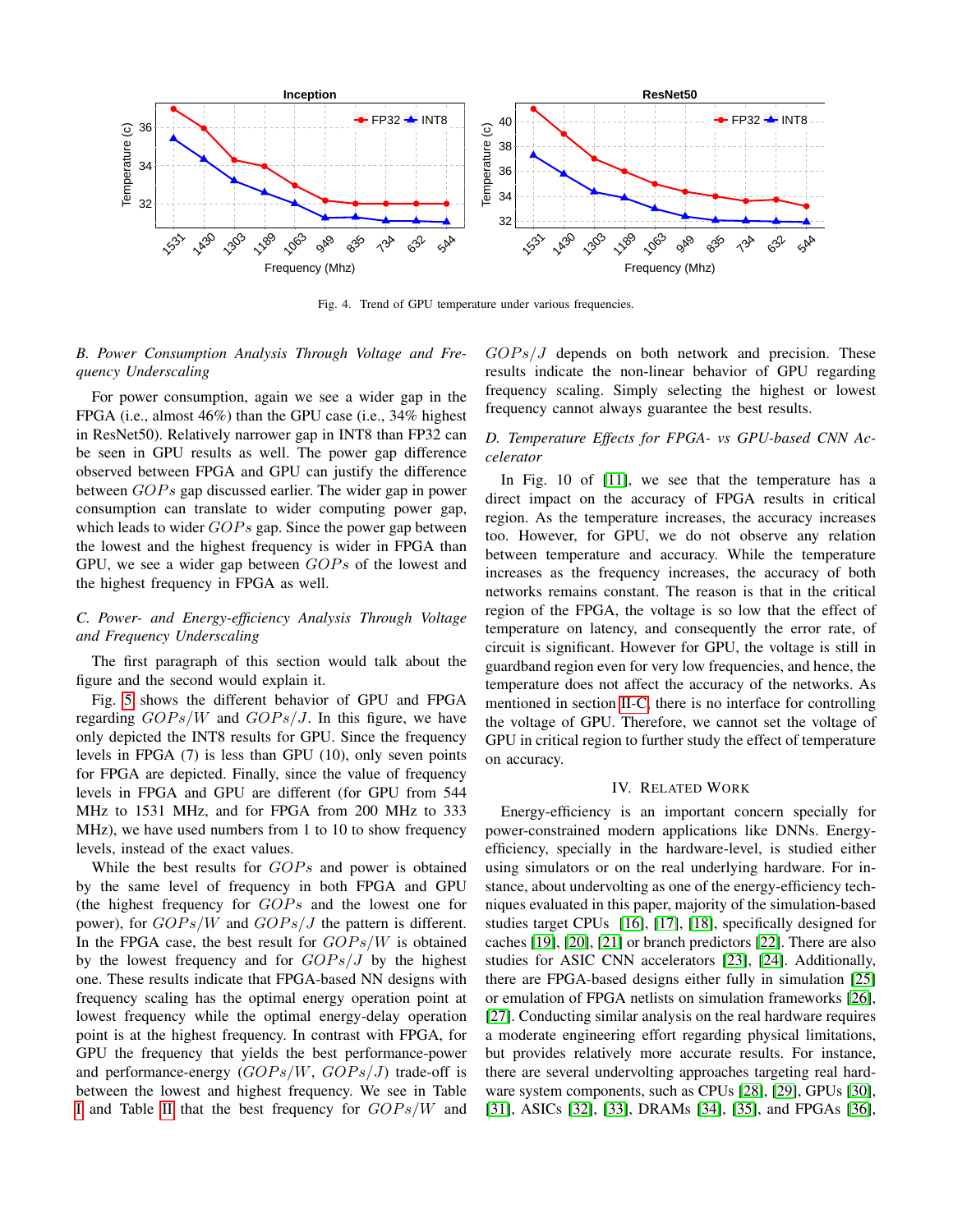Fig. 4. Trend of GPU temperature under various frequencies.

### B. Power Consumption Analysis Through Voltage and Frequency Underscaling

For power consumption, again we see a wider gap in the FPGA (i.e., almost 46%) than the GPU case (i.e., 34% highest in ResNet50). Relatively narrower gap in INT8 than FP32 can be seen in GPU results as well. The power gap difference observed between FPGA and GPU can justify the difference between $GOPs$ gap discussed earlier. The wider gap in power consumption can translate to wider computing power gap, which leads to wider $GOPs$ gap. Since the power gap between the lowest and the highest frequency is wider in FPGA than GPU, we see a wider gap between $GOPs$ of the lowest and the highest frequency in FPGA as well.

### C. Power- and Energy-efficiency Analysis Through Voltage and Frequency Underscaling

The first paragraph of this section would talk about the figure and the second would explain it.

Fig. 5 shows the different behavior of GPU and FPGA regarding $GOPs/W$ and $GOPs/J$. In this figure, we have only depicted the INT8 results for GPU. Since the frequency levels in FPGA (7) is less than GPU (10), only seven points for FPGA are depicted. Finally, since the value of frequency levels in FPGA and GPU are different (for GPU from 544 MHz to 1531 MHz, and for FPGA from 200 MHz to 333 MHz), we have used numbers from 1 to 10 to show frequency levels, instead of the exact values.

While the best results for $GOPs$ and power is obtained by the same level of frequency in both FPGA and GPU (the highest frequency for $GOPs$ and the lowest one for power), for $GOPs/W$ and $GOPs/J$ the pattern is different. In the FPGA case, the best result for $GOPs/W$ is obtained by the lowest frequency and for $GOPs/J$ by the highest one. These results indicate that FPGA-based NN designs with frequency scaling has the optimal energy operation point at lowest frequency while the optimal energy-delay operation point is at the highest frequency. In contrast with FPGA, for GPU the frequency that yields the best performance-power and performance-energy ($GOPs/W$, $GOPs/J$) trade-off is between the lowest and highest frequency. We see in Table I and Table II that the best frequency for $GOPs/W$ and $GOPs/J$ depends on both network and precision. These results indicate the non-linear behavior of GPU regarding frequency scaling. Simply selecting the highest or lowest frequency cannot always guarantee the best results.

### D. Temperature Effects for FPGA- vs GPU-based CNN Accelerator

In Fig. 10 of [11], we see that the temperature has a direct impact on the accuracy of FPGA results in critical region. As the temperature increases, the accuracy increases too. However, for GPU, we do not observe any relation between temperature and accuracy. While the temperature increases as the frequency increases, the accuracy of both networks remains constant. The reason is that in the critical region of the FPGA, the voltage is so low that the effect of temperature on latency, and consequently the error rate, of circuit is significant. However for GPU, the voltage is still in guardband region even for very low frequencies, and hence, the temperature does not affect the accuracy of the networks. As mentioned in section II-C, there is no interface for controlling the voltage of GPU. Therefore, we cannot set the voltage of GPU in critical region to further study the effect of temperature on accuracy.

## IV. Related Work

Energy-efficiency is an important concern specially for power-constrained modern applications like DNNs. Energy-efficiency, specially in the hardware-level, is studied either using simulators or on the real underlying hardware. For instance, about undervolting as one of the energy-efficiency techniques evaluated in this paper, majority of the simulation-based studies target CPUs [16], [17], [18], specifically designed for caches [19], [20], [21] or branch predictors [22]. There are also studies for ASIC CNN accelerators [23], [24]. Additionally, there are FPGA-based designs either fully in simulation [25] or emulation of FPGA netlists on simulation frameworks [26], [27]. Conducting similar analysis on the real hardware requires a moderate engineering effort regarding physical limitations, but provides relatively more accurate results. For instance, there are several undervolting approaches targeting real hardware system components, such as CPUs [28], [29], GPUs [30], [31], ASICs [32], [33], DRAMs [34], [35], and FPGAs [36],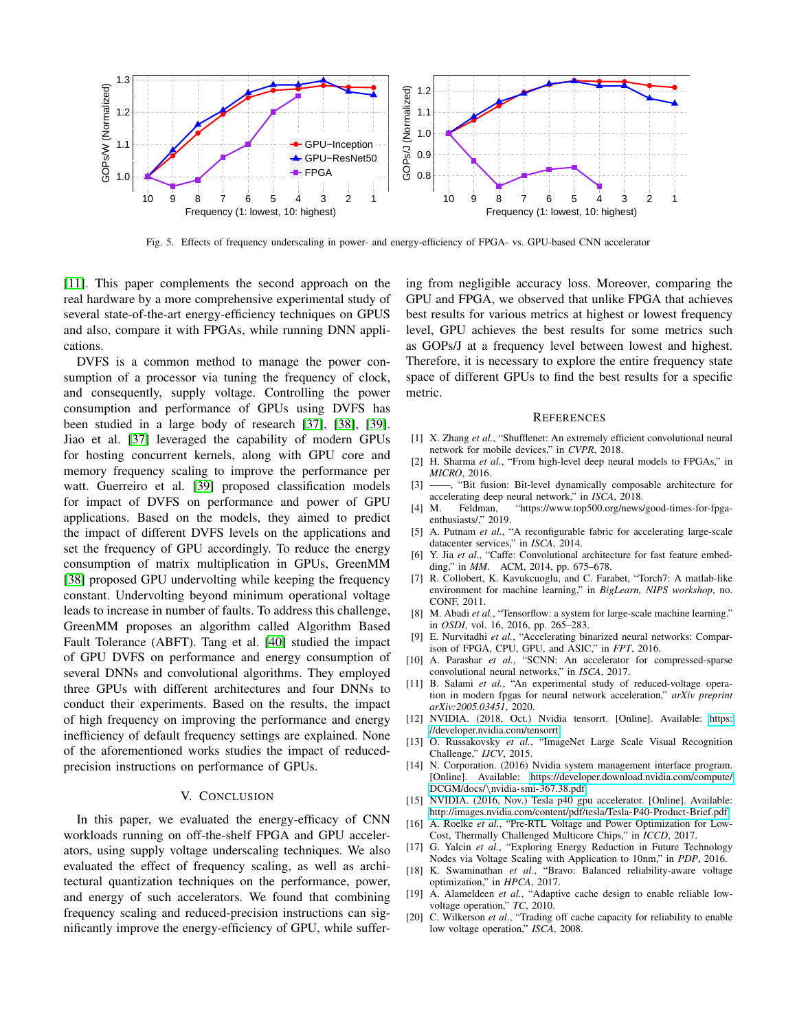Fig. 5. Effects of frequency underscaling in power- and energy-efficiency of FPGA- vs. GPU-based CNN accelerator

[11]. This paper complements the second approach on the real hardware by a more comprehensive experimental study of several state-of-the-art energy-efficiency techniques on GPUS and also, compare it with FPGAs, while running DNN applications.

DVFS is a common method to manage the power consumption of a processor via tuning the frequency of clock, and consequently, supply voltage. Controlling the power consumption and performance of GPUs using DVFS has been studied in a large body of research [37], [38], [39]. Jiao et al. [37] leveraged the capability of modern GPUs for hosting concurrent kernels, along with GPU core and memory frequency scaling to improve the performance per watt. Guerreiro et al. [39] proposed classification models for impact of DVFS on performance and power of GPU applications. Based on the models, they aimed to predict the impact of different DVFS levels on the applications and set the frequency of GPU accordingly. To reduce the energy consumption of matrix multiplication in GPUs, GreenMM [38] proposed GPU undervolting while keeping the frequency constant. Undervolting beyond minimum operational voltage leads to increase in number of faults. To address this challenge, GreenMM proposes an algorithm called Algorithm Based Fault Tolerance (ABFT). Tang et al. [40] studied the impact of GPU DVFS on performance and energy consumption of several DNNs and convolutional algorithms. They employed three GPUs with different architectures and four DNNs to conduct their experiments. Based on the results, the impact of high frequency on improving the performance and energy inefficiency of default frequency settings are explained. None of the aforementioned works studies the impact of reduced-precision instructions on performance of GPUs.

## V. Conclusion

In this paper, we evaluated the energy-efficacy of CNN workloads running on off-the-shelf FPGA and GPU accelerators, using supply voltage underscaling techniques. We also evaluated the effect of frequency scaling, as well as architectural quantization techniques on the performance, power, and energy of such accelerators. We found that combining frequency scaling and reduced-precision instructions can significantly improve the energy-efficiency of GPU, while suffering from negligible accuracy loss. Moreover, comparing the GPU and FPGA, we observed that unlike FPGA that achieves best results for various metrics at highest or lowest frequency level, GPU achieves the best results for some metrics such as GOPs/J at a frequency level between lowest and highest. Therefore, it is necessary to explore the entire frequency state space of different GPUs to find the best results for a specific metric.

## References

[1] X. Zhang *et al.*, "Shufflenet: An extremely efficient convolutional neural network for mobile devices," in *CVPR*, 2018.

[2] H. Sharma *et al.*, "From high-level deep neural models to FPGAs," in *MICRO*, 2016.

[3] ——, "Bit fusion: Bit-level dynamically composable architecture for accelerating deep neural network," in *ISCA*, 2018.

[4] M. Feldman, "https://www.top500.org/news/good-times-for-fpga-enthusiasts/," 2019.

[5] A. Putnam *et al.*, "A reconfigurable fabric for accelerating large-scale datacenter services," in *ISCA*, 2014.

[6] Y. Jia *et al.*, "Caffe: Convolutional architecture for fast feature embedding," in *MM*. ACM, 2014, pp. 675–678.

[7] R. Collobert, K. Kavukcuoglu, and C. Farabet, "Torch7: A matlab-like environment for machine learning," in *BigLearn, NIPS workshop*, no. CONF, 2011.

[8] M. Abadi *et al.*, "Tensorflow: a system for large-scale machine learning." in *OSDI*, vol. 16, 2016, pp. 265–283.

[9] E. Nurvitadhi *et al.*, "Accelerating binarized neural networks: Comparison of FPGA, CPU, GPU, and ASIC," in *FPT*, 2016.

[10] A. Parashar *et al.*, "SCNN: An accelerator for compressed-sparse convolutional neural networks," in *ISCA*, 2017.

[11] B. Salami *et al.*, "An experimental study of reduced-voltage operation in modern fpgas for neural network acceleration," *arXiv preprint arXiv:2005.03451*, 2020.

[12] NVIDIA. (2018, Oct.) Nvidia tensorrt. [Online]. Available: https://developer.nvidia.com/tensorrt

[13] O. Russakovsky *et al.*, "ImageNet Large Scale Visual Recognition Challenge," *IJCV*, 2015.

[14] N. Corporation. (2016) Nvidia system management interface program. [Online]. Available: https://developer.download.nvidia.com/compute/DCGM/docs/\nvidia-smi-367.38.pdf

[15] NVIDIA. (2016, Nov.) Tesla p40 gpu accelerator. [Online]. Available: http://images.nvidia.com/content/pdf/tesla/Tesla-P40-Product-Brief.pdf

[16] A. Roelke *et al.*, "Pre-RTL Voltage and Power Optimization for Low-Cost, Thermally Challenged Multicore Chips," in *ICCD*, 2017.

[17] G. Yalcin *et al.*, "Exploring Energy Reduction in Future Technology Nodes via Voltage Scaling with Application to 10nm," in *PDP*, 2016.

[18] K. Swaminathan *et al.*, "Bravo: Balanced reliability-aware voltage optimization," in *HPCA*, 2017.

[19] A. Alameldeen *et al.*, "Adaptive cache design to enable reliable low-voltage operation," *TC*, 2010.

[20] C. Wilkerson *et al.*, "Trading off cache capacity for reliability to enable low voltage operation," *ISCA*, 2008.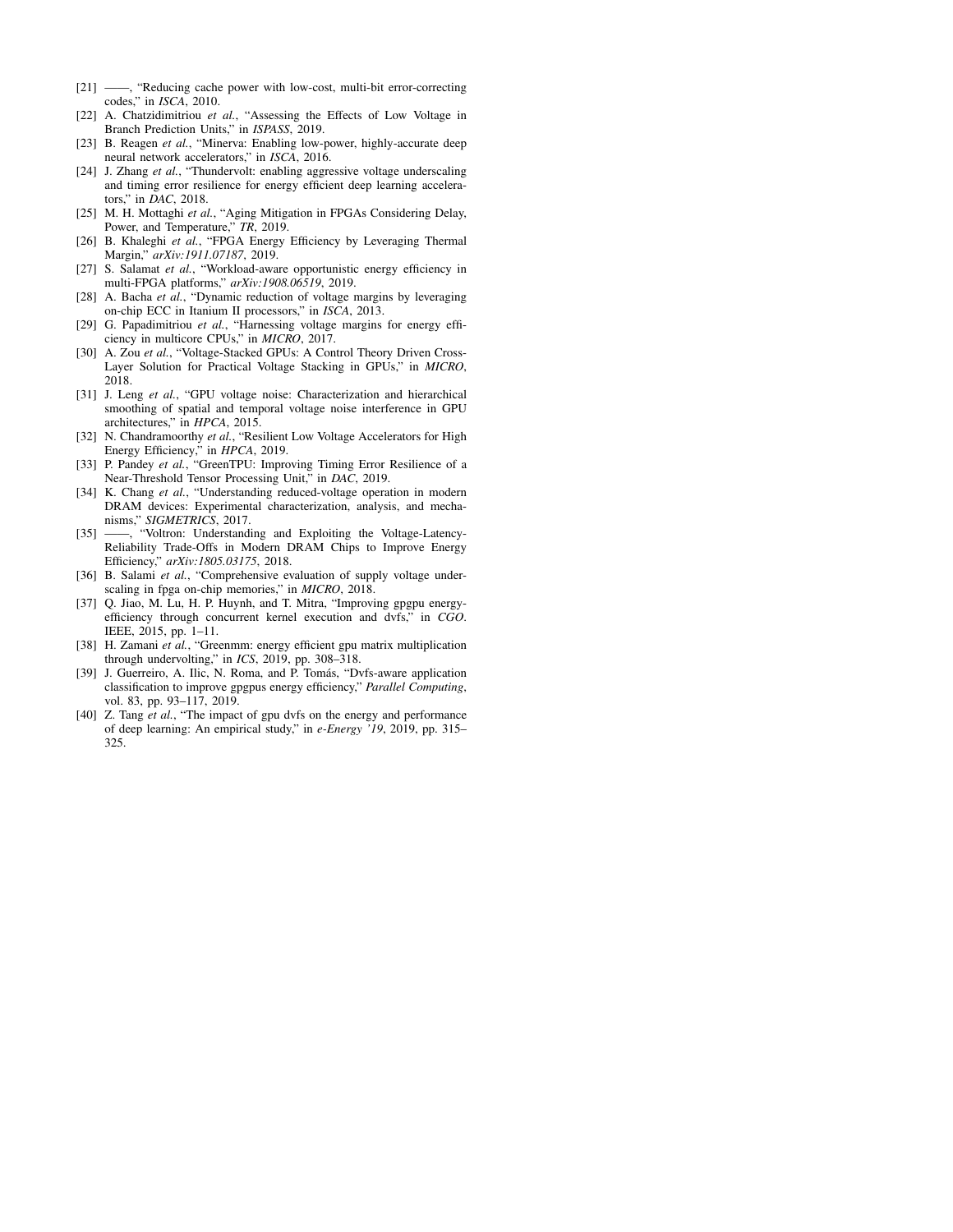[21] ——, "Reducing cache power with low-cost, multi-bit error-correcting codes," in *ISCA*, 2010.

[22] A. Chatzidimitriou *et al.*, "Assessing the Effects of Low Voltage in Branch Prediction Units," in *ISPASS*, 2019.

[23] B. Reagen *et al.*, "Minerva: Enabling low-power, highly-accurate deep neural network accelerators," in *ISCA*, 2016.

[24] J. Zhang *et al.*, "Thundervolt: enabling aggressive voltage underscaling and timing error resilience for energy efficient deep learning accelerators," in *DAC*, 2018.

[25] M. H. Mottaghi *et al.*, "Aging Mitigation in FPGAs Considering Delay, Power, and Temperature," *TR*, 2019.

[26] B. Khaleghi *et al.*, "FPGA Energy Efficiency by Leveraging Thermal Margin," *arXiv:1911.07187*, 2019.

[27] S. Salamat *et al.*, "Workload-aware opportunistic energy efficiency in multi-FPGA platforms," *arXiv:1908.06519*, 2019.

[28] A. Bacha *et al.*, "Dynamic reduction of voltage margins by leveraging on-chip ECC in Itanium II processors," in *ISCA*, 2013.

[29] G. Papadimitriou *et al.*, "Harnessing voltage margins for energy efficiency in multicore CPUs," in *MICRO*, 2017.

[30] A. Zou *et al.*, "Voltage-Stacked GPUs: A Control Theory Driven Cross-Layer Solution for Practical Voltage Stacking in GPUs," in *MICRO*, 2018.

[31] J. Leng *et al.*, "GPU voltage noise: Characterization and hierarchical smoothing of spatial and temporal voltage noise interference in GPU architectures," in *HPCA*, 2015.

[32] N. Chandramoorthy *et al.*, "Resilient Low Voltage Accelerators for High Energy Efficiency," in *HPCA*, 2019.

[33] P. Pandey *et al.*, "GreenTPU: Improving Timing Error Resilience of a Near-Threshold Tensor Processing Unit," in *DAC*, 2019.

[34] K. Chang *et al.*, "Understanding reduced-voltage operation in modern DRAM devices: Experimental characterization, analysis, and mechanisms," *SIGMETRICS*, 2017.

[35] ——, "Voltron: Understanding and Exploiting the Voltage-Latency-Reliability Trade-Offs in Modern DRAM Chips to Improve Energy Efficiency," *arXiv:1805.03175*, 2018.

[36] B. Salami *et al.*, "Comprehensive evaluation of supply voltage underscaling in fpga on-chip memories," in *MICRO*, 2018.

[37] Q. Jiao, M. Lu, H. P. Huynh, and T. Mitra, "Improving gpgpu energy-efficiency through concurrent kernel execution and dvfs," in *CGO*. IEEE, 2015, pp. 1–11.

[38] H. Zamani *et al.*, "Greenmm: energy efficient gpu matrix multiplication through undervolting," in *ICS*, 2019, pp. 308–318.

[39] J. Guerreiro, A. Ilic, N. Roma, and P. Tomás, "Dvfs-aware application classification to improve gpgpus energy efficiency," *Parallel Computing*, vol. 83, pp. 93–117, 2019.

[40] Z. Tang *et al.*, "The impact of gpu dvfs on the energy and performance of deep learning: An empirical study," in *e-Energy '19*, 2019, pp. 315–325.